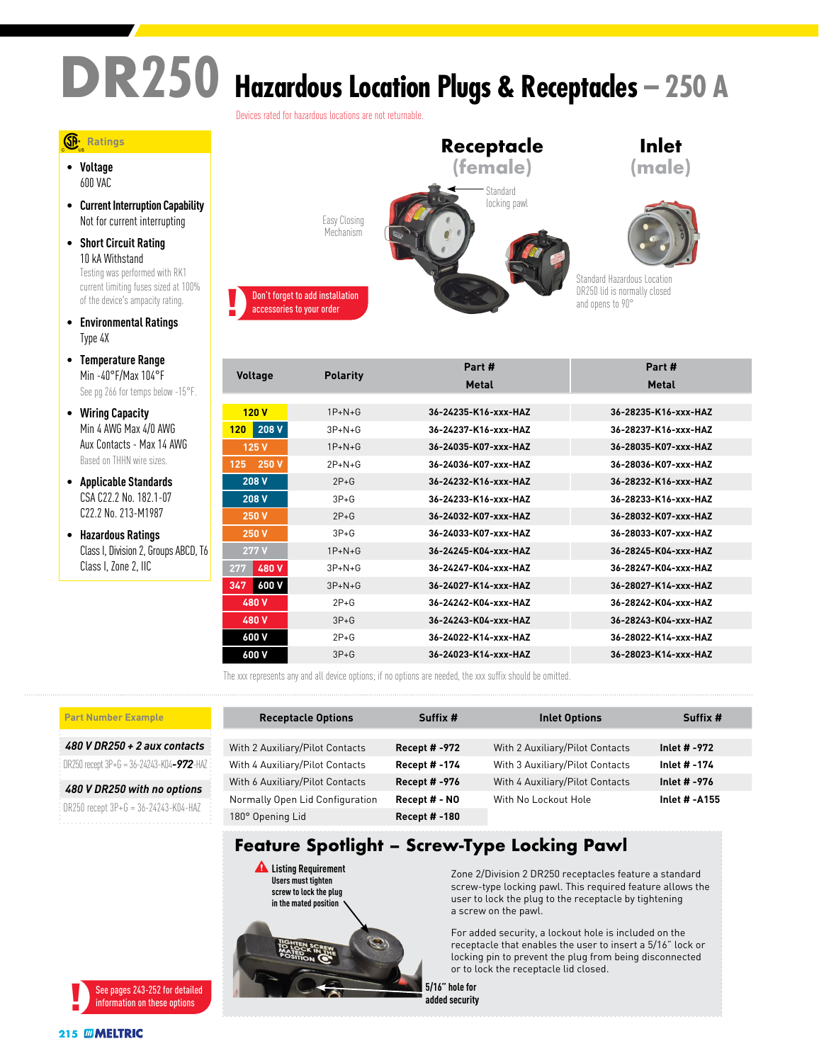# DR250 Hazardous Location Plugs & Receptacles – 250 A

Devices rated for hazardous locations are not returnable.

## Ratings

- **Voltage**
  600 VAC
- **Current Interruption Capability**
  Not for current interrupting
- **Short Circuit Rating**
  10 kA Withstand
  Testing was performed with RK1 current limiting fuses sized at 100% of the device's ampacity rating.
- **Environmental Ratings**
  Type 4X
- **Temperature Range**
  Min -40°F/Max 104°F
  See pg 266 for temps below -15°F.
- **Wiring Capacity**
  Min 4 AWG Max 4/0 AWG
  Aux Contacts - Max 14 AWG
  Based on THHN wire sizes.
- **Applicable Standards**
  CSA C22.2 No. 182.1-07
  C22.2 No. 213-M1987
- **Hazardous Ratings**
  Class I, Division 2, Groups ABCD, T6
  Class I, Zone 2, IIC

**Receptacle (female)**

Easy Closing Mechanism

Standard locking pawl

**Inlet (male)**

Standard Hazardous Location DR250 lid is normally closed and opens to 90°

Don't forget to add installation accessories to your order

| Voltage | Polarity | Part # Metal (Receptacle) | Part # Metal (Inlet) |
|---|---|---|---|
| 120 V | 1P+N+G | 36-24235-K16-xxx-HAZ | 36-28235-K16-xxx-HAZ |
| 120 / 208 V | 3P+N+G | 36-24237-K16-xxx-HAZ | 36-28237-K16-xxx-HAZ |
| 125 V | 1P+N+G | 36-24035-K07-xxx-HAZ | 36-28035-K07-xxx-HAZ |
| 125 / 250 V | 2P+N+G | 36-24036-K07-xxx-HAZ | 36-28036-K07-xxx-HAZ |
| 208 V | 2P+G | 36-24232-K16-xxx-HAZ | 36-28232-K16-xxx-HAZ |
| 208 V | 3P+G | 36-24233-K16-xxx-HAZ | 36-28233-K16-xxx-HAZ |
| 250 V | 2P+G | 36-24032-K07-xxx-HAZ | 36-28032-K07-xxx-HAZ |
| 250 V | 3P+G | 36-24033-K07-xxx-HAZ | 36-28033-K07-xxx-HAZ |
| 277 V | 1P+N+G | 36-24245-K04-xxx-HAZ | 36-28245-K04-xxx-HAZ |
| 277 / 480 V | 3P+N+G | 36-24247-K04-xxx-HAZ | 36-28247-K04-xxx-HAZ |
| 347 / 600 V | 3P+N+G | 36-24027-K14-xxx-HAZ | 36-28027-K14-xxx-HAZ |
| 480 V | 2P+G | 36-24242-K04-xxx-HAZ | 36-28242-K04-xxx-HAZ |
| 480 V | 3P+G | 36-24243-K04-xxx-HAZ | 36-28243-K04-xxx-HAZ |
| 600 V | 2P+G | 36-24022-K14-xxx-HAZ | 36-28022-K14-xxx-HAZ |
| 600 V | 3P+G | 36-24023-K14-xxx-HAZ | 36-28023-K14-xxx-HAZ |

The xxx represents any and all device options; if no options are needed, the xxx suffix should be omitted.

### Part Number Example

***480 V DR250 + 2 aux contacts***
DR250 recept 3P+G = 36-24243-K04-***972***-HAZ

***480 V DR250 with no options***
DR250 recept 3P+G = 36-24243-K04-HAZ

See pages 243-252 for detailed information on these options

| Receptacle Options | Suffix # | Inlet Options | Suffix # |
|---|---|---|---|
| With 2 Auxiliary/Pilot Contacts | **Recept # -972** | With 2 Auxiliary/Pilot Contacts | **Inlet # -972** |
| With 4 Auxiliary/Pilot Contacts | **Recept # -174** | With 3 Auxiliary/Pilot Contacts | **Inlet # -174** |
| With 6 Auxiliary/Pilot Contacts | **Recept # -976** | With 4 Auxiliary/Pilot Contacts | **Inlet # -976** |
| Normally Open Lid Configuration | **Recept # - NO** | With No Lockout Hole | **Inlet # -A155** |
| 180° Opening Lid | **Recept # -180** | | |

## Feature Spotlight – Screw-Type Locking Pawl

**Listing Requirement**
Users must tighten screw to lock the plug in the mated position

TIGHTEN SCREW TO LOCK IN THE MATED POSITION

5/16" hole for added security

Zone 2/Division 2 DR250 receptacles feature a standard screw-type locking pawl. This required feature allows the user to lock the plug to the receptacle by tightening a screw on the pawl.

For added security, a lockout hole is included on the receptacle that enables the user to insert a 5/16" lock or locking pin to prevent the plug from being disconnected or to lock the receptacle lid closed.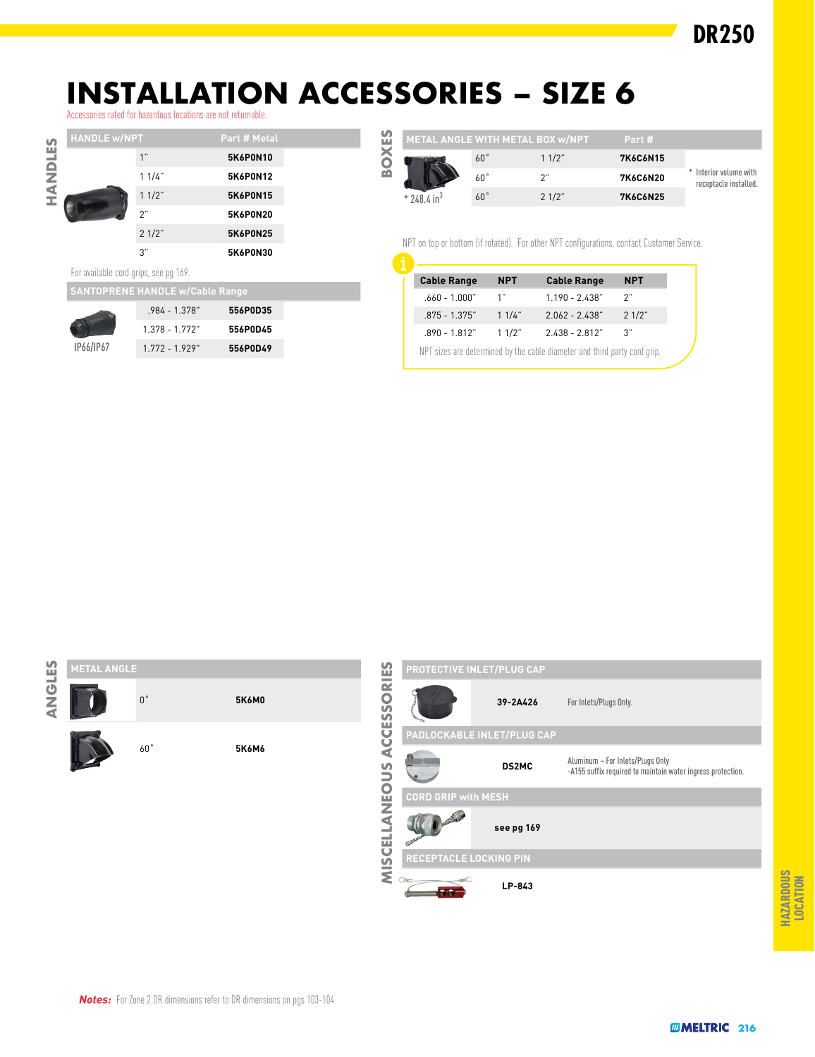# INSTALLATION ACCESSORIES – SIZE 6

Accessories rated for hazardous locations are not returnable.

## HANDLES

| HANDLE w/NPT | Part # Metal |
|---|---|
| 1" | 5K6P0N10 |
| 1 1/4" | 5K6P0N12 |
| 1 1/2" | 5K6P0N15 |
| 2" | 5K6P0N20 |
| 2 1/2" | 5K6P0N25 |
| 3" | 5K6P0N30 |

For available cord grips, see pg 169.

| SANTOPRENE HANDLE w/Cable Range | |
|---|---|
| .984 - 1.378" | 556P0D35 |
| 1.378 - 1.772" | 556P0D45 |
| 1.772 - 1.929" | 556P0D49 |

IP66/IP67

## BOXES

| METAL ANGLE WITH METAL BOX w/NPT | | Part # |
|---|---|---|
| 60° | 1 1/2" | 7K6C6N15 |
| 60° | 2" | 7K6C6N20 |
| 60° | 2 1/2" | 7K6C6N25 |

* 248.4 in$^3$

* Interior volume with receptacle installed.

NPT on top or bottom (if rotated). For other NPT configurations, contact Customer Service.

| Cable Range | NPT | Cable Range | NPT |
|---|---|---|---|
| .660 - 1.000" | 1" | 1.190 - 2.438" | 2" |
| .875 - 1.375" | 1 1/4" | 2.062 - 2.438" | 2 1/2" |
| .890 - 1.812" | 1 1/2" | 2.438 - 2.812" | 3" |

NPT sizes are determined by the cable diameter and third party cord grip.

## ANGLES

| METAL ANGLE | |
|---|---|
| 0° | 5K6M0 |
| 60° | 5K6M6 |

## MISCELLANEOUS ACCESSORIES

**PROTECTIVE INLET/PLUG CAP**

39-2A426 — For Inlets/Plugs Only.

**PADLOCKABLE INLET/PLUG CAP**

DS2MC — Aluminum – For Inlets/Plugs Only
-A155 suffix required to maintain water ingress protection.

**CORD GRIP with MESH**

see pg 169

**RECEPTACLE LOCKING PIN**

LP-843

***Notes:*** For Zone 2 DR dimensions refer to DR dimensions on pgs 103-104